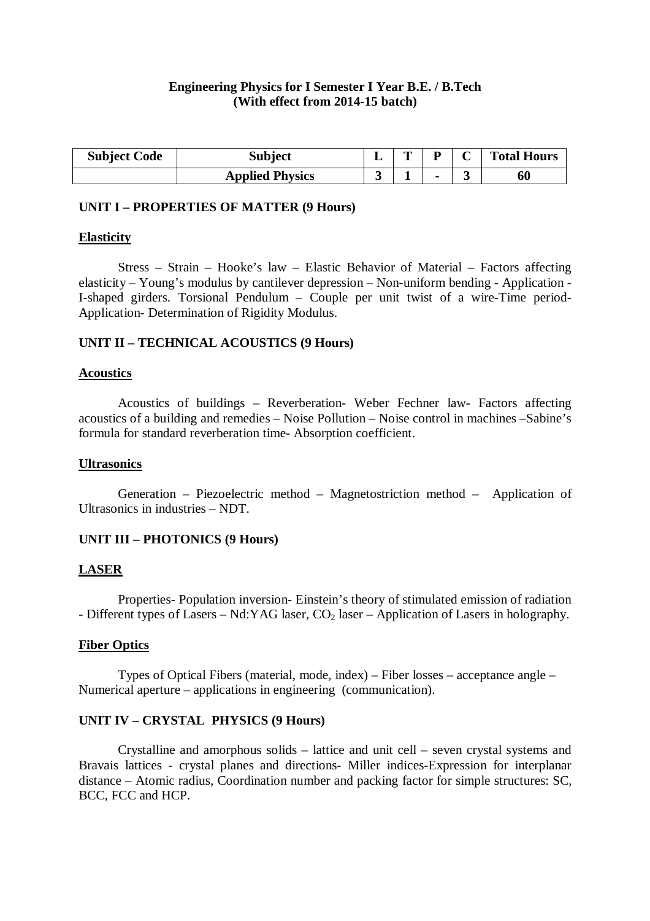**Engineering Physics for I Semester I Year B.E. / B.Tech**
**(With effect from 2014-15 batch)**

| Subject Code | Subject | L | T | P | C | Total Hours |
|---|---|---|---|---|---|---|
| | **Applied Physics** | **3** | **1** | **-** | **3** | **60** |

## UNIT I – PROPERTIES OF MATTER (9 Hours)

### Elasticity

Stress – Strain – Hooke's law – Elastic Behavior of Material – Factors affecting elasticity – Young's modulus by cantilever depression – Non-uniform bending - Application - I-shaped girders. Torsional Pendulum – Couple per unit twist of a wire-Time period-Application- Determination of Rigidity Modulus.

## UNIT II – TECHNICAL ACOUSTICS (9 Hours)

### Acoustics

Acoustics of buildings – Reverberation- Weber Fechner law- Factors affecting acoustics of a building and remedies – Noise Pollution – Noise control in machines –Sabine's formula for standard reverberation time- Absorption coefficient.

### Ultrasonics

Generation – Piezoelectric method – Magnetostriction method – Application of Ultrasonics in industries – NDT.

## UNIT III – PHOTONICS (9 Hours)

### LASER

Properties- Population inversion- Einstein's theory of stimulated emission of radiation - Different types of Lasers – Nd:YAG laser, $CO_2$ laser – Application of Lasers in holography.

### Fiber Optics

Types of Optical Fibers (material, mode, index) – Fiber losses – acceptance angle – Numerical aperture – applications in engineering (communication).

## UNIT IV – CRYSTAL PHYSICS (9 Hours)

Crystalline and amorphous solids – lattice and unit cell – seven crystal systems and Bravais lattices - crystal planes and directions- Miller indices-Expression for interplanar distance – Atomic radius, Coordination number and packing factor for simple structures: SC, BCC, FCC and HCP.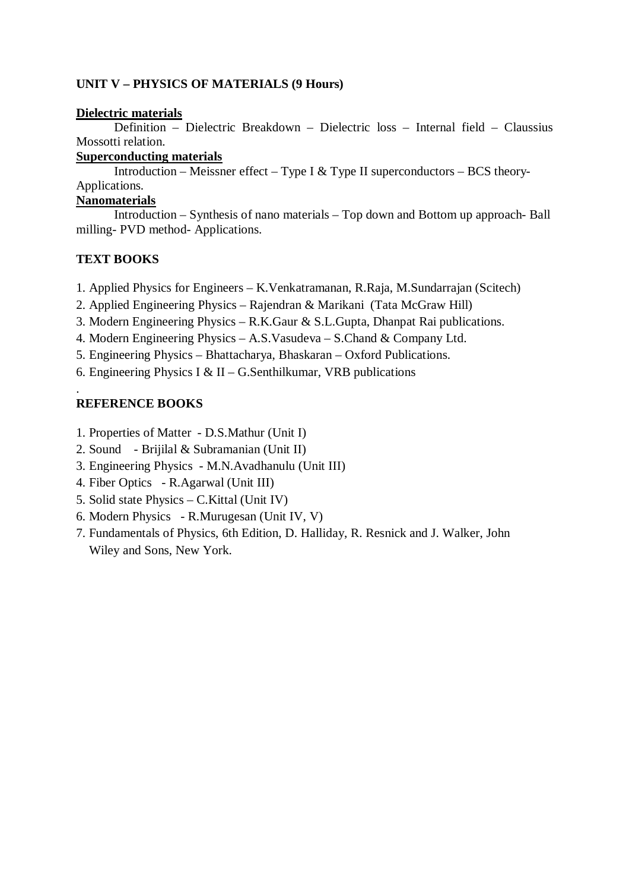**UNIT V – PHYSICS OF MATERIALS (9 Hours)**

**Dielectric materials**

Definition – Dielectric Breakdown – Dielectric loss – Internal field – Claussius Mossotti relation.

**Superconducting materials**

Introduction – Meissner effect – Type I & Type II superconductors – BCS theory- Applications.

**Nanomaterials**

Introduction – Synthesis of nano materials – Top down and Bottom up approach- Ball milling- PVD method- Applications.

**TEXT BOOKS**

1. Applied Physics for Engineers – K.Venkatramanan, R.Raja, M.Sundarrajan (Scitech)
2. Applied Engineering Physics – Rajendran & Marikani (Tata McGraw Hill)
3. Modern Engineering Physics – R.K.Gaur & S.L.Gupta, Dhanpat Rai publications.
4. Modern Engineering Physics – A.S.Vasudeva – S.Chand & Company Ltd.
5. Engineering Physics – Bhattacharya, Bhaskaran – Oxford Publications.
6. Engineering Physics I & II – G.Senthilkumar, VRB publications

.

**REFERENCE BOOKS**

1. Properties of Matter - D.S.Mathur (Unit I)
2. Sound - Brijilal & Subramanian (Unit II)
3. Engineering Physics - M.N.Avadhanulu (Unit III)
4. Fiber Optics - R.Agarwal (Unit III)
5. Solid state Physics – C.Kittal (Unit IV)
6. Modern Physics - R.Murugesan (Unit IV, V)
7. Fundamentals of Physics, 6th Edition, D. Halliday, R. Resnick and J. Walker, John Wiley and Sons, New York.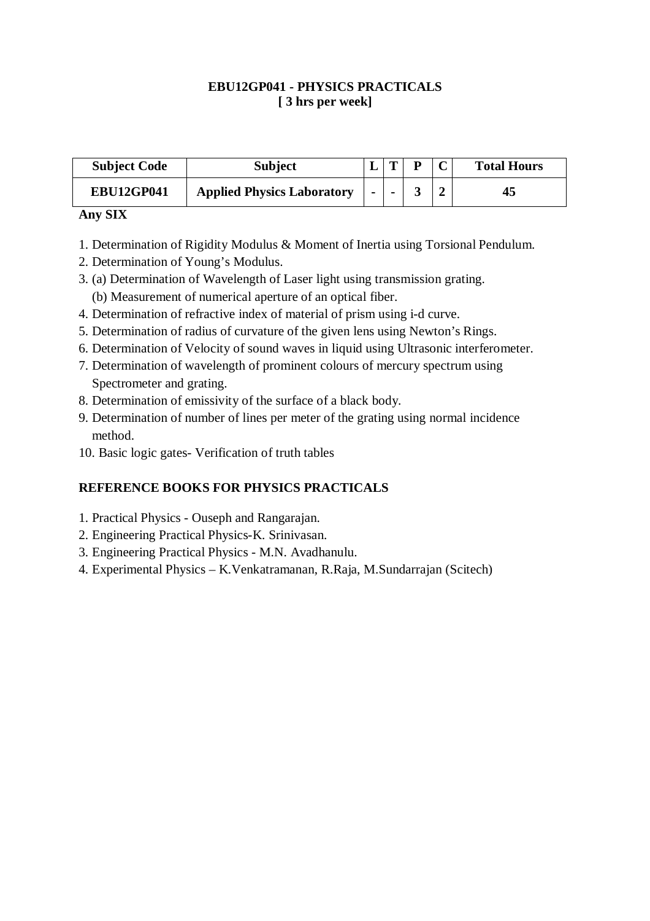**EBU12GP041 - PHYSICS PRACTICALS**
**[ 3 hrs per week]**

| Subject Code | Subject | L | T | P | C | Total Hours |
|---|---|---|---|---|---|---|
| **EBU12GP041** | **Applied Physics Laboratory** | **-** | **-** | **3** | **2** | **45** |

**Any SIX**

1. Determination of Rigidity Modulus & Moment of Inertia using Torsional Pendulum.
2. Determination of Young's Modulus.
3. (a) Determination of Wavelength of Laser light using transmission grating.
   (b) Measurement of numerical aperture of an optical fiber.
4. Determination of refractive index of material of prism using i-d curve.
5. Determination of radius of curvature of the given lens using Newton's Rings.
6. Determination of Velocity of sound waves in liquid using Ultrasonic interferometer.
7. Determination of wavelength of prominent colours of mercury spectrum using Spectrometer and grating.
8. Determination of emissivity of the surface of a black body.
9. Determination of number of lines per meter of the grating using normal incidence method.
10. Basic logic gates- Verification of truth tables

## REFERENCE BOOKS FOR PHYSICS PRACTICALS

1. Practical Physics - Ouseph and Rangarajan.
2. Engineering Practical Physics-K. Srinivasan.
3. Engineering Practical Physics - M.N. Avadhanulu.
4. Experimental Physics – K.Venkatramanan, R.Raja, M.Sundarrajan (Scitech)